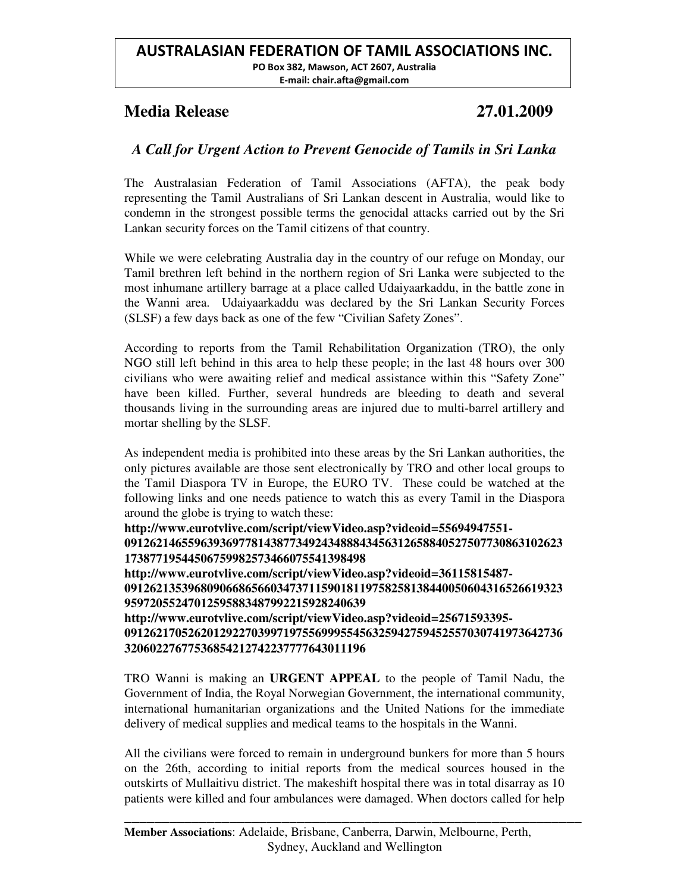# AUSTRALASIAN FEDERATION OF TAMIL ASSOCIATIONS INC.

**PO Box 382, Mawson, ACT 2607, Australia**
**E-mail: chair.afta@gmail.com**

## Media Release 27.01.2009

### *A Call for Urgent Action to Prevent Genocide of Tamils in Sri Lanka*

The Australasian Federation of Tamil Associations (AFTA), the peak body representing the Tamil Australians of Sri Lankan descent in Australia, would like to condemn in the strongest possible terms the genocidal attacks carried out by the Sri Lankan security forces on the Tamil citizens of that country.

While we were celebrating Australia day in the country of our refuge on Monday, our Tamil brethren left behind in the northern region of Sri Lanka were subjected to the most inhumane artillery barrage at a place called Udaiyaarkaddu, in the battle zone in the Wanni area. Udaiyaarkaddu was declared by the Sri Lankan Security Forces (SLSF) a few days back as one of the few "Civilian Safety Zones".

According to reports from the Tamil Rehabilitation Organization (TRO), the only NGO still left behind in this area to help these people; in the last 48 hours over 300 civilians who were awaiting relief and medical assistance within this "Safety Zone" have been killed. Further, several hundreds are bleeding to death and several thousands living in the surrounding areas are injured due to multi-barrel artillery and mortar shelling by the SLSF.

As independent media is prohibited into these areas by the Sri Lankan authorities, the only pictures available are those sent electronically by TRO and other local groups to the Tamil Diaspora TV in Europe, the EURO TV. These could be watched at the following links and one needs patience to watch this as every Tamil in the Diaspora around the globe is trying to watch these:

**http://www.eurotvlive.com/script/viewVideo.asp?videoid=55694947551-0912621465596393697781438773492434888434563126588405275077308631026231738771954450675998257346607554139849 8**

**http://www.eurotvlive.com/script/viewVideo.asp?videoid=36115815487-0912621353968090668656603473711590181197582581384400506043165266193239597205524701259588348799221592824063 9**

**http://www.eurotvlive.com/script/viewVideo.asp?videoid=25671593395-0912621705262012922703997197556999554563259427594525570307419736427363206022767753685421274223777764301119 6**

TRO Wanni is making an **URGENT APPEAL** to the people of Tamil Nadu, the Government of India, the Royal Norwegian Government, the international community, international humanitarian organizations and the United Nations for the immediate delivery of medical supplies and medical teams to the hospitals in the Wanni.

All the civilians were forced to remain in underground bunkers for more than 5 hours on the 26th, according to initial reports from the medical sources housed in the outskirts of Mullaitivu district. The makeshift hospital there was in total disarray as 10 patients were killed and four ambulances were damaged. When doctors called for help

**Member Associations**: Adelaide, Brisbane, Canberra, Darwin, Melbourne, Perth, Sydney, Auckland and Wellington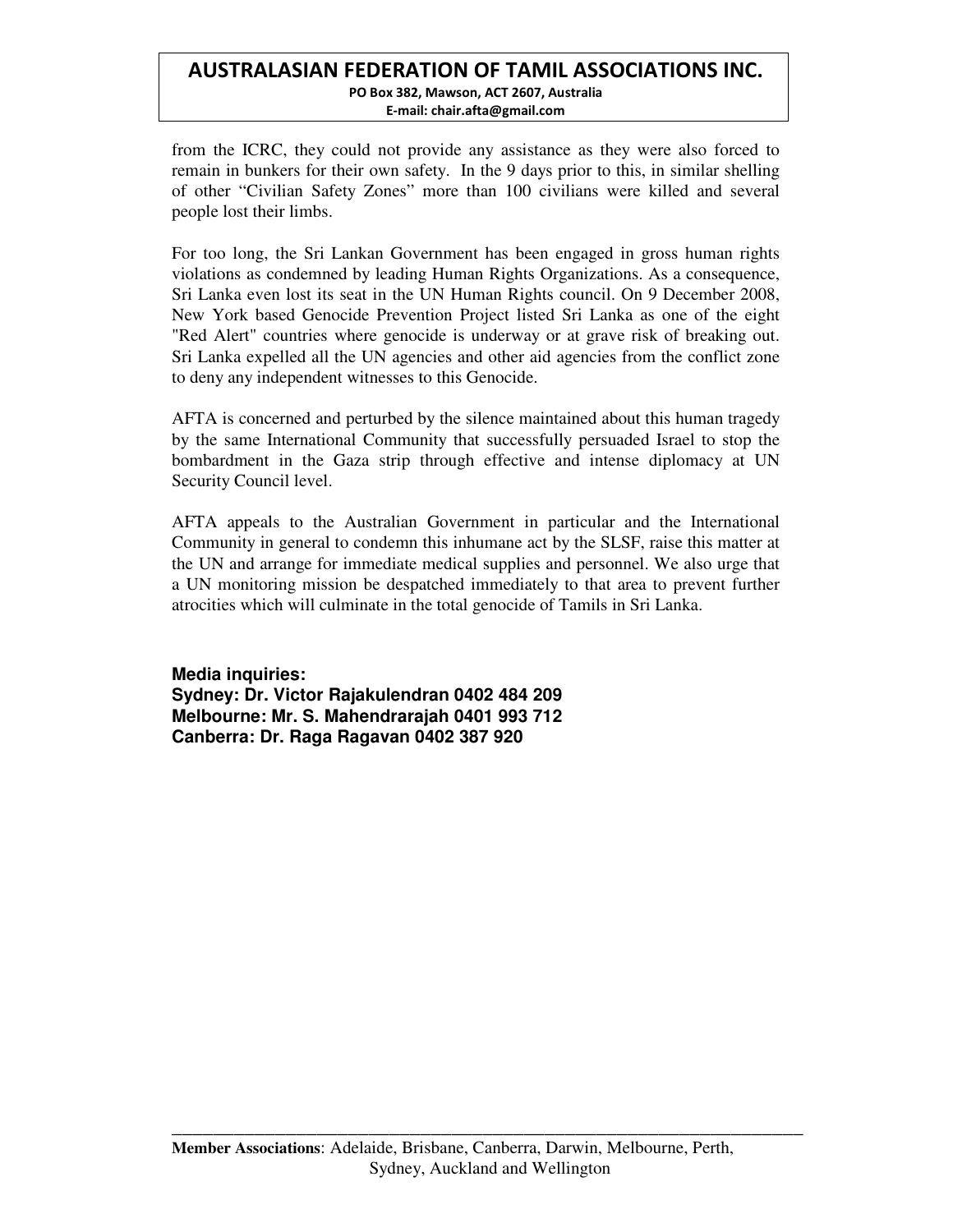from the ICRC, they could not provide any assistance as they were also forced to remain in bunkers for their own safety. In the 9 days prior to this, in similar shelling of other "Civilian Safety Zones" more than 100 civilians were killed and several people lost their limbs.

For too long, the Sri Lankan Government has been engaged in gross human rights violations as condemned by leading Human Rights Organizations. As a consequence, Sri Lanka even lost its seat in the UN Human Rights council. On 9 December 2008, New York based Genocide Prevention Project listed Sri Lanka as one of the eight "Red Alert" countries where genocide is underway or at grave risk of breaking out. Sri Lanka expelled all the UN agencies and other aid agencies from the conflict zone to deny any independent witnesses to this Genocide.

AFTA is concerned and perturbed by the silence maintained about this human tragedy by the same International Community that successfully persuaded Israel to stop the bombardment in the Gaza strip through effective and intense diplomacy at UN Security Council level.

AFTA appeals to the Australian Government in particular and the International Community in general to condemn this inhumane act by the SLSF, raise this matter at the UN and arrange for immediate medical supplies and personnel. We also urge that a UN monitoring mission be despatched immediately to that area to prevent further atrocities which will culminate in the total genocide of Tamils in Sri Lanka.

**Media inquiries:**
**Sydney: Dr. Victor Rajakulendran 0402 484 209**
**Melbourne: Mr. S. Mahendrarajah 0401 993 712**
**Canberra: Dr. Raga Ragavan 0402 387 920**